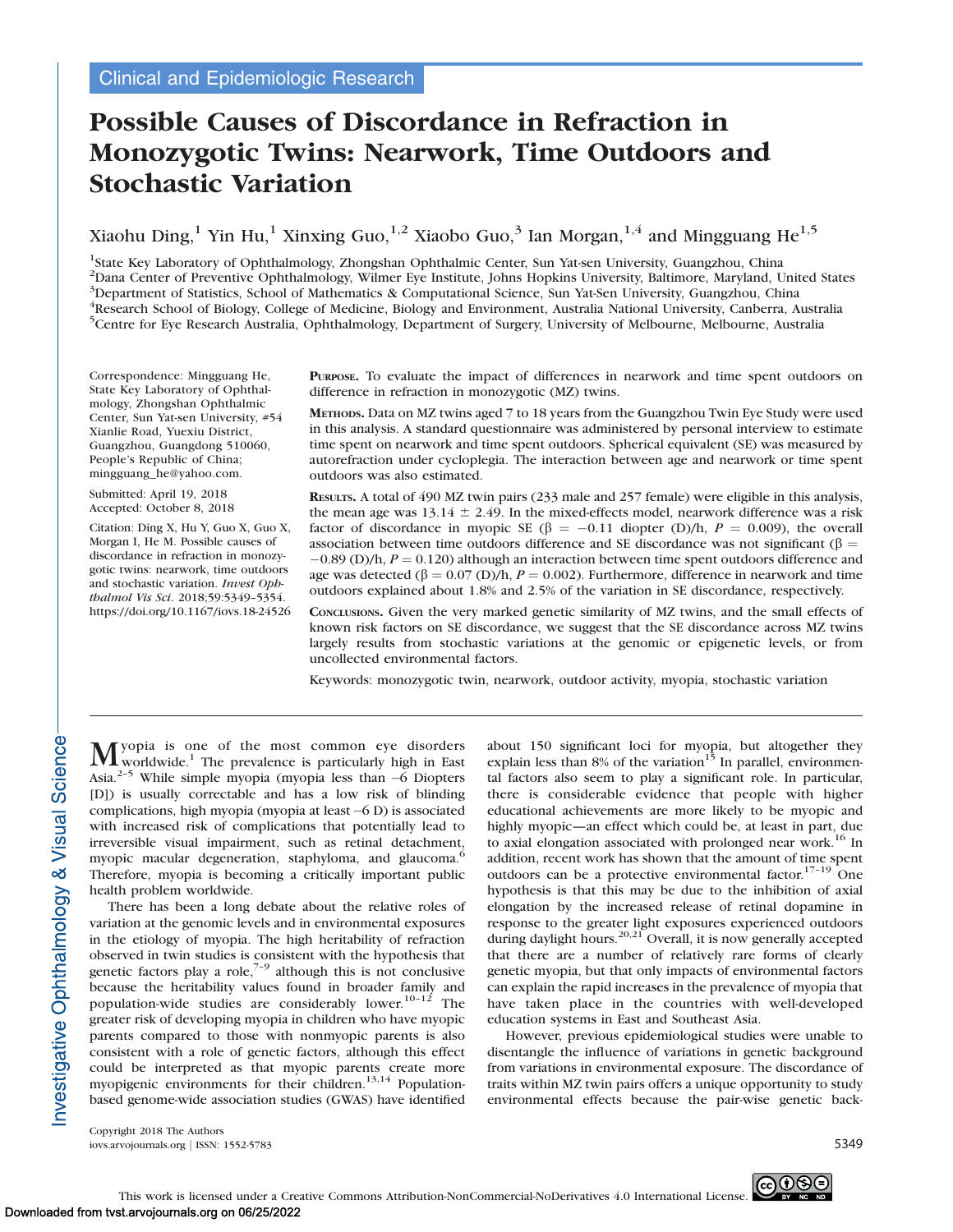Clinical and Epidemiologic Research

# Possible Causes of Discordance in Refraction in Monozygotic Twins: Nearwork, Time Outdoors and Stochastic Variation

Xiaohu Ding,[1] Yin Hu,[1] Xinxing Guo,[1,2] Xiaobo Guo,[3] Ian Morgan,[1,4] and Mingguang He[1,5]

[1]State Key Laboratory of Ophthalmology, Zhongshan Ophthalmic Center, Sun Yat-sen University, Guangzhou, China
[2]Dana Center of Preventive Ophthalmology, Wilmer Eye Institute, Johns Hopkins University, Baltimore, Maryland, United States
[3]Department of Statistics, School of Mathematics & Computational Science, Sun Yat-Sen University, Guangzhou, China
[4]Research School of Biology, College of Medicine, Biology and Environment, Australia National University, Canberra, Australia
[5]Centre for Eye Research Australia, Ophthalmology, Department of Surgery, University of Melbourne, Melbourne, Australia

Correspondence: Mingguang He, State Key Laboratory of Ophthalmology, Zhongshan Ophthalmic Center, Sun Yat-sen University, #54 Xianlie Road, Yuexiu District, Guangzhou, Guangdong 510060, People's Republic of China; mingguang_he@yahoo.com.

Submitted: April 19, 2018
Accepted: October 8, 2018

Citation: Ding X, Hu Y, Guo X, Guo X, Morgan I, He M. Possible causes of discordance in refraction in monozygotic twins: nearwork, time outdoors and stochastic variation. *Invest Ophthalmol Vis Sci.* 2018;59:5349–5354. https://doi.org/10.1167/iovs.18-24526

**Purpose.** To evaluate the impact of differences in nearwork and time spent outdoors on difference in refraction in monozygotic (MZ) twins.

**Methods.** Data on MZ twins aged 7 to 18 years from the Guangzhou Twin Eye Study were used in this analysis. A standard questionnaire was administered by personal interview to estimate time spent on nearwork and time spent outdoors. Spherical equivalent (SE) was measured by autorefraction under cycloplegia. The interaction between age and nearwork or time spent outdoors was also estimated.

**Results.** A total of 490 MZ twin pairs (233 male and 257 female) were eligible in this analysis, the mean age was 13.14 ± 2.49. In the mixed-effects model, nearwork difference was a risk factor of discordance in myopic SE ($\beta = -0.11$ diopter (D)/h, $P = 0.009$), the overall association between time outdoors difference and SE discordance was not significant ($\beta = -0.89$ (D)/h, $P = 0.120$) although an interaction between time spent outdoors difference and age was detected ($\beta = 0.07$ (D)/h, $P = 0.002$). Furthermore, difference in nearwork and time outdoors explained about 1.8% and 2.5% of the variation in SE discordance, respectively.

**Conclusions.** Given the very marked genetic similarity of MZ twins, and the small effects of known risk factors on SE discordance, we suggest that the SE discordance across MZ twins largely results from stochastic variations at the genomic or epigenetic levels, or from uncollected environmental factors.

Keywords: monozygotic twin, nearwork, outdoor activity, myopia, stochastic variation

Myopia is one of the most common eye disorders worldwide.[1] The prevalence is particularly high in East Asia.[2–5] While simple myopia (myopia less than −6 Diopters [D]) is usually correctable and has a low risk of blinding complications, high myopia (myopia at least −6 D) is associated with increased risk of complications that potentially lead to irreversible visual impairment, such as retinal detachment, myopic macular degeneration, staphyloma, and glaucoma.[6] Therefore, myopia is becoming a critically important public health problem worldwide.

There has been a long debate about the relative roles of variation at the genomic levels and in environmental exposures in the etiology of myopia. The high heritability of refraction observed in twin studies is consistent with the hypothesis that genetic factors play a role,[7–9] although this is not conclusive because the heritability values found in broader family and population-wide studies are considerably lower.[10–12] The greater risk of developing myopia in children who have myopic parents compared to those with nonmyopic parents is also consistent with a role of genetic factors, although this effect could be interpreted as that myopic parents create more myopigenic environments for their children.[13,14] Population-based genome-wide association studies (GWAS) have identified about 150 significant loci for myopia, but altogether they explain less than 8% of the variation[15] In parallel, environmental factors also seem to play a significant role. In particular, there is considerable evidence that people with higher educational achievements are more likely to be myopic and highly myopic—an effect which could be, at least in part, due to axial elongation associated with prolonged near work.[16] In addition, recent work has shown that the amount of time spent outdoors can be a protective environmental factor.[17–19] One hypothesis is that this may be due to the inhibition of axial elongation by the increased release of retinal dopamine in response to the greater light exposures experienced outdoors during daylight hours.[20,21] Overall, it is now generally accepted that there are a number of relatively rare forms of clearly genetic myopia, but that only impacts of environmental factors can explain the rapid increases in the prevalence of myopia that have taken place in the countries with well-developed education systems in East and Southeast Asia.

However, previous epidemiological studies were unable to disentangle the influence of variations in genetic background from variations in environmental exposure. The discordance of traits within MZ twin pairs offers a unique opportunity to study environmental effects because the pair-wise genetic back-

Copyright 2018 The Authors
iovs.arvojournals.org | ISSN: 1552-5783

This work is licensed under a Creative Commons Attribution-NonCommercial-NoDerivatives 4.0 International License.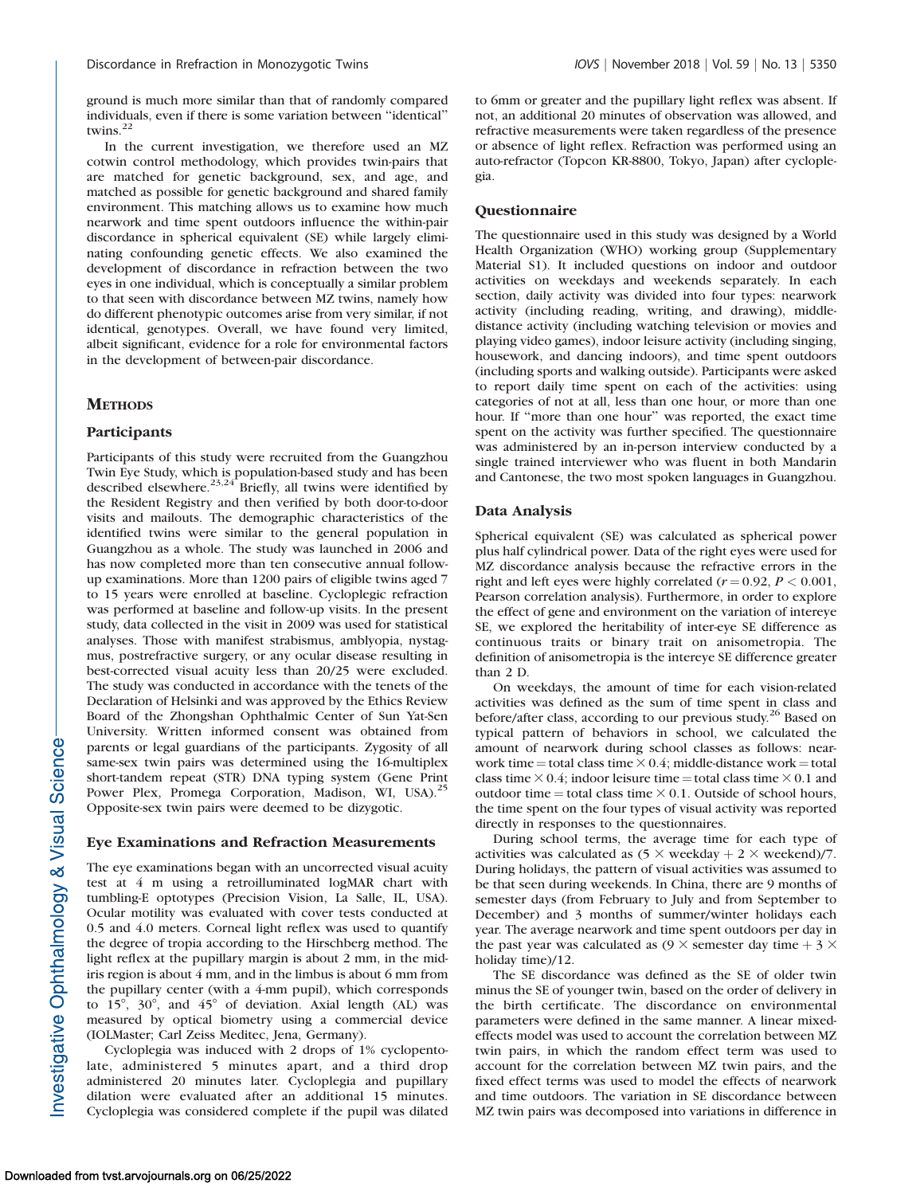ground is much more similar than that of randomly compared individuals, even if there is some variation between "identical" twins.[22]

In the current investigation, we therefore used an MZ cotwin control methodology, which provides twin-pairs that are matched for genetic background, sex, and age, and matched as possible for genetic background and shared family environment. This matching allows us to examine how much nearwork and time spent outdoors influence the within-pair discordance in spherical equivalent (SE) while largely eliminating confounding genetic effects. We also examined the development of discordance in refraction between the two eyes in one individual, which is conceptually a similar problem to that seen with discordance between MZ twins, namely how do different phenotypic outcomes arise from very similar, if not identical, genotypes. Overall, we have found very limited, albeit significant, evidence for a role for environmental factors in the development of between-pair discordance.

## Methods

### Participants

Participants of this study were recruited from the Guangzhou Twin Eye Study, which is population-based study and has been described elsewhere.[23,24] Briefly, all twins were identified by the Resident Registry and then verified by both door-to-door visits and mailouts. The demographic characteristics of the identified twins were similar to the general population in Guangzhou as a whole. The study was launched in 2006 and has now completed more than ten consecutive annual follow-up examinations. More than 1200 pairs of eligible twins aged 7 to 15 years were enrolled at baseline. Cycloplegic refraction was performed at baseline and follow-up visits. In the present study, data collected in the visit in 2009 was used for statistical analyses. Those with manifest strabismus, amblyopia, nystagmus, postrefractive surgery, or any ocular disease resulting in best-corrected visual acuity less than 20/25 were excluded. The study was conducted in accordance with the tenets of the Declaration of Helsinki and was approved by the Ethics Review Board of the Zhongshan Ophthalmic Center of Sun Yat-Sen University. Written informed consent was obtained from parents or legal guardians of the participants. Zygosity of all same-sex twin pairs was determined using the 16-multiplex short-tandem repeat (STR) DNA typing system (Gene Print Power Plex, Promega Corporation, Madison, WI, USA).[25] Opposite-sex twin pairs were deemed to be dizygotic.

### Eye Examinations and Refraction Measurements

The eye examinations began with an uncorrected visual acuity test at 4 m using a retroilluminated logMAR chart with tumbling-E optotypes (Precision Vision, La Salle, IL, USA). Ocular motility was evaluated with cover tests conducted at 0.5 and 4.0 meters. Corneal light reflex was used to quantify the degree of tropia according to the Hirschberg method. The light reflex at the pupillary margin is about 2 mm, in the mid-iris region is about 4 mm, and in the limbus is about 6 mm from the pupillary center (with a 4-mm pupil), which corresponds to 15°, 30°, and 45° of deviation. Axial length (AL) was measured by optical biometry using a commercial device (IOLMaster; Carl Zeiss Meditec, Jena, Germany).

Cycloplegia was induced with 2 drops of 1% cyclopentolate, administered 5 minutes apart, and a third drop administered 20 minutes later. Cycloplegia and pupillary dilation were evaluated after an additional 15 minutes. Cycloplegia was considered complete if the pupil was dilated to 6mm or greater and the pupillary light reflex was absent. If not, an additional 20 minutes of observation was allowed, and refractive measurements were taken regardless of the presence or absence of light reflex. Refraction was performed using an auto-refractor (Topcon KR-8800, Tokyo, Japan) after cycloplegia.

### Questionnaire

The questionnaire used in this study was designed by a World Health Organization (WHO) working group (Supplementary Material S1). It included questions on indoor and outdoor activities on weekdays and weekends separately. In each section, daily activity was divided into four types: nearwork activity (including reading, writing, and drawing), middle-distance activity (including watching television or movies and playing video games), indoor leisure activity (including singing, housework, and dancing indoors), and time spent outdoors (including sports and walking outside). Participants were asked to report daily time spent on each of the activities: using categories of not at all, less than one hour, or more than one hour. If "more than one hour" was reported, the exact time spent on the activity was further specified. The questionnaire was administered by an in-person interview conducted by a single trained interviewer who was fluent in both Mandarin and Cantonese, the two most spoken languages in Guangzhou.

### Data Analysis

Spherical equivalent (SE) was calculated as spherical power plus half cylindrical power. Data of the right eyes were used for MZ discordance analysis because the refractive errors in the right and left eyes were highly correlated ($r = 0.92$, $P < 0.001$, Pearson correlation analysis). Furthermore, in order to explore the effect of gene and environment on the variation of intereye SE, we explored the heritability of inter-eye SE difference as continuous traits or binary trait on anisometropia. The definition of anisometropia is the intereye SE difference greater than 2 D.

On weekdays, the amount of time for each vision-related activities was defined as the sum of time spent in class and before/after class, according to our previous study.[26] Based on typical pattern of behaviors in school, we calculated the amount of nearwork during school classes as follows: nearwork time = total class time $\times$ 0.4; middle-distance work = total class time $\times$ 0.4; indoor leisure time = total class time $\times$ 0.1 and outdoor time = total class time $\times$ 0.1. Outside of school hours, the time spent on the four types of visual activity was reported directly in responses to the questionnaires.

During school terms, the average time for each type of activities was calculated as $(5 \times \text{weekday} + 2 \times \text{weekend})/7$. During holidays, the pattern of visual activities was assumed to be that seen during weekends. In China, there are 9 months of semester days (from February to July and from September to December) and 3 months of summer/winter holidays each year. The average nearwork and time spent outdoors per day in the past year was calculated as $(9 \times \text{semester day time} + 3 \times \text{holiday time})/12$.

The SE discordance was defined as the SE of older twin minus the SE of younger twin, based on the order of delivery in the birth certificate. The discordance on environmental parameters were defined in the same manner. A linear mixed-effects model was used to account the correlation between MZ twin pairs, in which the random effect term was used to account for the correlation between MZ twin pairs, and the fixed effect terms was used to model the effects of nearwork and time outdoors. The variation in SE discordance between MZ twin pairs was decomposed into variations in difference in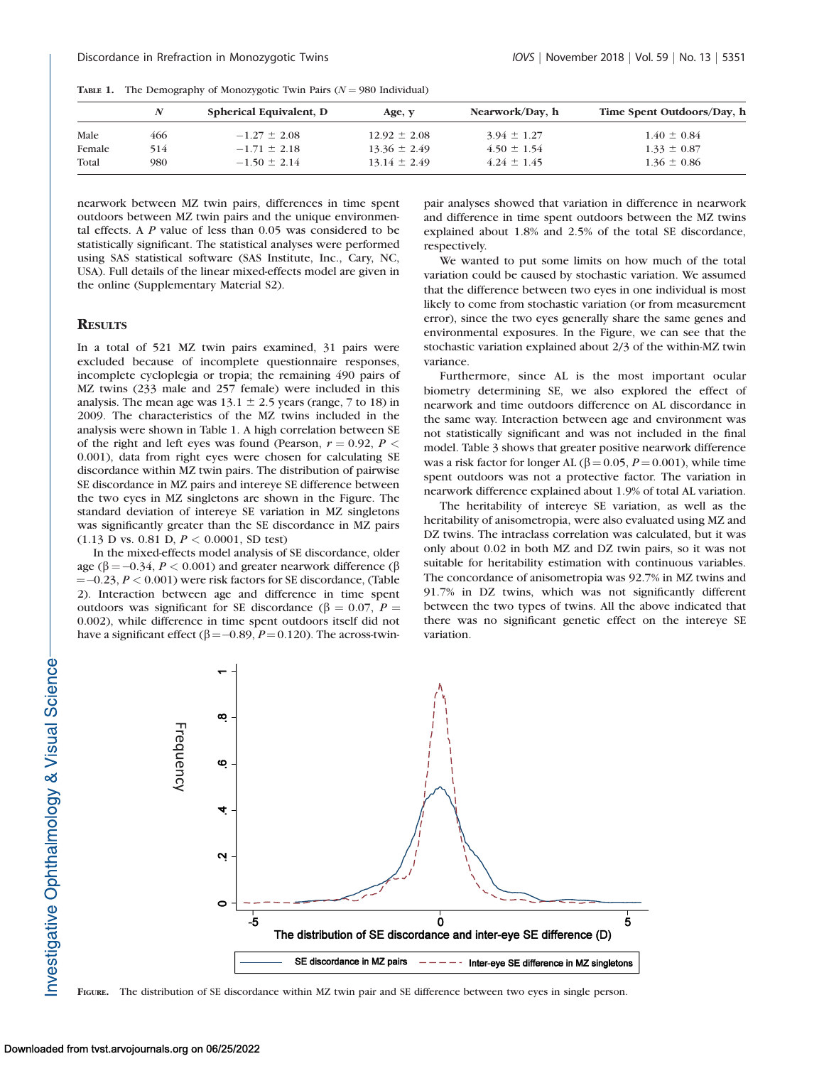TABLE 1. The Demography of Monozygotic Twin Pairs ($N = 980$ Individual)

| | N | Spherical Equivalent, D | Age, y | Nearwork/Day, h | Time Spent Outdoors/Day, h |
|---|---|---|---|---|---|
| Male | 466 | −1.27 ± 2.08 | 12.92 ± 2.08 | 3.94 ± 1.27 | 1.40 ± 0.84 |
| Female | 514 | −1.71 ± 2.18 | 13.36 ± 2.49 | 4.50 ± 1.54 | 1.33 ± 0.87 |
| Total | 980 | −1.50 ± 2.14 | 13.14 ± 2.49 | 4.24 ± 1.45 | 1.36 ± 0.86 |

nearwork between MZ twin pairs, differences in time spent outdoors between MZ twin pairs and the unique environmental effects. A P value of less than 0.05 was considered to be statistically significant. The statistical analyses were performed using SAS statistical software (SAS Institute, Inc., Cary, NC, USA). Full details of the linear mixed-effects model are given in the online (Supplementary Material S2).

## RESULTS

In a total of 521 MZ twin pairs examined, 31 pairs were excluded because of incomplete questionnaire responses, incomplete cycloplegia or tropia; the remaining 490 pairs of MZ twins (233 male and 257 female) were included in this analysis. The mean age was 13.1 ± 2.5 years (range, 7 to 18) in 2009. The characteristics of the MZ twins included in the analysis were shown in Table 1. A high correlation between SE of the right and left eyes was found (Pearson, $r = 0.92$, $P < 0.001$), data from right eyes were chosen for calculating SE discordance within MZ twin pairs. The distribution of pairwise SE discordance in MZ pairs and intereye SE difference between the two eyes in MZ singletons are shown in the Figure. The standard deviation of intereye SE variation in MZ singletons was significantly greater than the SE discordance in MZ pairs (1.13 D vs. 0.81 D, $P < 0.0001$, SD test)

In the mixed-effects model analysis of SE discordance, older age ($\beta = -0.34$, $P < 0.001$) and greater nearwork difference ($\beta = -0.23$, $P < 0.001$) were risk factors for SE discordance, (Table 2). Interaction between age and difference in time spent outdoors was significant for SE discordance ($\beta = 0.07$, $P = 0.002$), while difference in time spent outdoors itself did not have a significant effect ($\beta = -0.89$, $P = 0.120$). The across-twin-pair analyses showed that variation in difference in nearwork and difference in time spent outdoors between the MZ twins explained about 1.8% and 2.5% of the total SE discordance, respectively.

We wanted to put some limits on how much of the total variation could be caused by stochastic variation. We assumed that the difference between two eyes in one individual is most likely to come from stochastic variation (or from measurement error), since the two eyes generally share the same genes and environmental exposures. In the Figure, we can see that the stochastic variation explained about 2/3 of the within-MZ twin variance.

Furthermore, since AL is the most important ocular biometry determining SE, we also explored the effect of nearwork and time outdoors difference on AL discordance in the same way. Interaction between age and environment was not statistically significant and was not included in the final model. Table 3 shows that greater positive nearwork difference was a risk factor for longer AL ($\beta = 0.05$, $P = 0.001$), while time spent outdoors was not a protective factor. The variation in nearwork difference explained about 1.9% of total AL variation.

The heritability of intereye SE variation, as well as the heritability of anisometropia, were also evaluated using MZ and DZ twins. The intraclass correlation was calculated, but it was only about 0.02 in both MZ and DZ twin pairs, so it was not suitable for heritability estimation with continuous variables. The concordance of anisometropia was 92.7% in MZ twins and 91.7% in DZ twins, which was not significantly different between the two types of twins. All the above indicated that there was no significant genetic effect on the intereye SE variation.

FIGURE. The distribution of SE discordance within MZ twin pair and SE difference between two eyes in single person.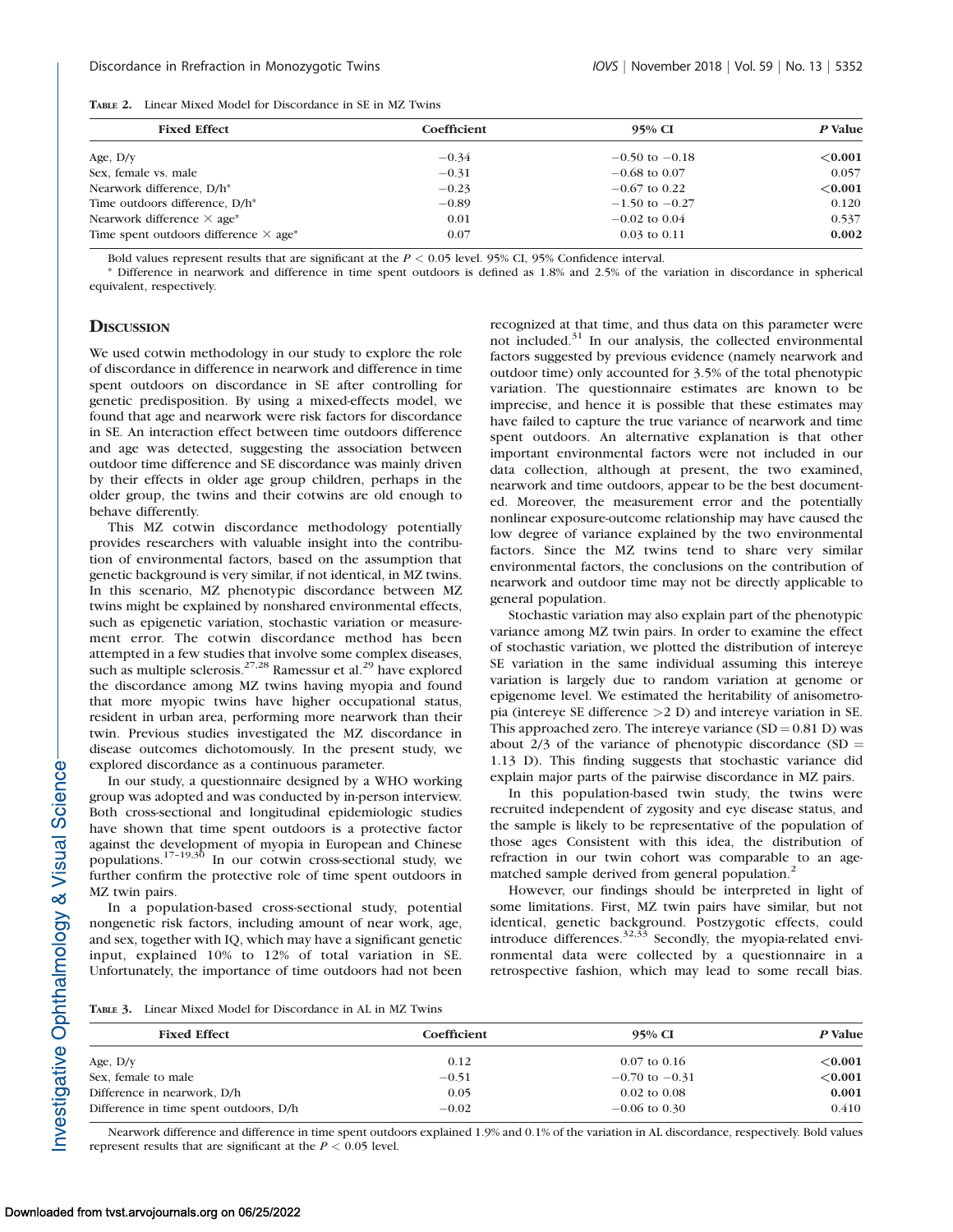Table 2. Linear Mixed Model for Discordance in SE in MZ Twins

| Fixed Effect | Coefficient | 95% CI | P Value |
|---|---|---|---|
| Age, D/y | −0.34 | −0.50 to −0.18 | **<0.001** |
| Sex, female vs. male | −0.31 | −0.68 to 0.07 | 0.057 |
| Nearwork difference, D/h* | −0.23 | −0.67 to 0.22 | **<0.001** |
| Time outdoors difference, D/h* | −0.89 | −1.50 to −0.27 | 0.120 |
| Nearwork difference × age* | 0.01 | −0.02 to 0.04 | 0.537 |
| Time spent outdoors difference × age* | 0.07 | 0.03 to 0.11 | **0.002** |

Bold values represent results that are significant at the $P < 0.05$ level. 95% CI, 95% Confidence interval.

\* Difference in nearwork and difference in time spent outdoors is defined as 1.8% and 2.5% of the variation in discordance in spherical equivalent, respectively.

## Discussion

We used cotwin methodology in our study to explore the role of discordance in difference in nearwork and difference in time spent outdoors on discordance in SE after controlling for genetic predisposition. By using a mixed-effects model, we found that age and nearwork were risk factors for discordance in SE. An interaction effect between time outdoors difference and age was detected, suggesting the association between outdoor time difference and SE discordance was mainly driven by their effects in older age group children, perhaps in the older group, the twins and their cotwins are old enough to behave differently.

This MZ cotwin discordance methodology potentially provides researchers with valuable insight into the contribution of environmental factors, based on the assumption that genetic background is very similar, if not identical, in MZ twins. In this scenario, MZ phenotypic discordance between MZ twins might be explained by nonshared environmental effects, such as epigenetic variation, stochastic variation or measurement error. The cotwin discordance method has been attempted in a few studies that involve some complex diseases, such as multiple sclerosis.[27,28] Ramessur et al.[29] have explored the discordance among MZ twins having myopia and found that more myopic twins have higher occupational status, resident in urban area, performing more nearwork than their twin. Previous studies investigated the MZ discordance in disease outcomes dichotomously. In the present study, we explored discordance as a continuous parameter.

In our study, a questionnaire designed by a WHO working group was adopted and was conducted by in-person interview. Both cross-sectional and longitudinal epidemiologic studies have shown that time spent outdoors is a protective factor against the development of myopia in European and Chinese populations.[17–19,30] In our cotwin cross-sectional study, we further confirm the protective role of time spent outdoors in MZ twin pairs.

In a population-based cross-sectional study, potential nongenetic risk factors, including amount of near work, age, and sex, together with IQ, which may have a significant genetic input, explained 10% to 12% of total variation in SE. Unfortunately, the importance of time outdoors had not been recognized at that time, and thus data on this parameter were not included.[31] In our analysis, the collected environmental factors suggested by previous evidence (namely nearwork and outdoor time) only accounted for 3.5% of the total phenotypic variation. The questionnaire estimates are known to be imprecise, and hence it is possible that these estimates may have failed to capture the true variance of nearwork and time spent outdoors. An alternative explanation is that other important environmental factors were not included in our data collection, although at present, the two examined, nearwork and time outdoors, appear to be the best documented. Moreover, the measurement error and the potentially nonlinear exposure-outcome relationship may have caused the low degree of variance explained by the two environmental factors. Since the MZ twins tend to share very similar environmental factors, the conclusions on the contribution of nearwork and outdoor time may not be directly applicable to general population.

Stochastic variation may also explain part of the phenotypic variance among MZ twin pairs. In order to examine the effect of stochastic variation, we plotted the distribution of intereye SE variation in the same individual assuming this intereye variation is largely due to random variation at genome or epigenome level. We estimated the heritability of anisometropia (intereye SE difference >2 D) and intereye variation in SE. This approached zero. The intereye variance (SD = 0.81 D) was about 2/3 of the variance of phenotypic discordance (SD = 1.13 D). This finding suggests that stochastic variance did explain major parts of the pairwise discordance in MZ pairs.

In this population-based twin study, the twins were recruited independent of zygosity and eye disease status, and the sample is likely to be representative of the population of those ages Consistent with this idea, the distribution of refraction in our twin cohort was comparable to an age-matched sample derived from general population.[2]

However, our findings should be interpreted in light of some limitations. First, MZ twin pairs have similar, but not identical, genetic background. Postzygotic effects, could introduce differences.[32,33] Secondly, the myopia-related environmental data were collected by a questionnaire in a retrospective fashion, which may lead to some recall bias.

Table 3. Linear Mixed Model for Discordance in AL in MZ Twins

| Fixed Effect | Coefficient | 95% CI | P Value |
|---|---|---|---|
| Age, D/y | 0.12 | 0.07 to 0.16 | **<0.001** |
| Sex, female to male | −0.51 | −0.70 to −0.31 | **<0.001** |
| Difference in nearwork, D/h | 0.05 | 0.02 to 0.08 | **0.001** |
| Difference in time spent outdoors, D/h | −0.02 | −0.06 to 0.30 | 0.410 |

Nearwork difference and difference in time spent outdoors explained 1.9% and 0.1% of the variation in AL discordance, respectively. Bold values represent results that are significant at the $P < 0.05$ level.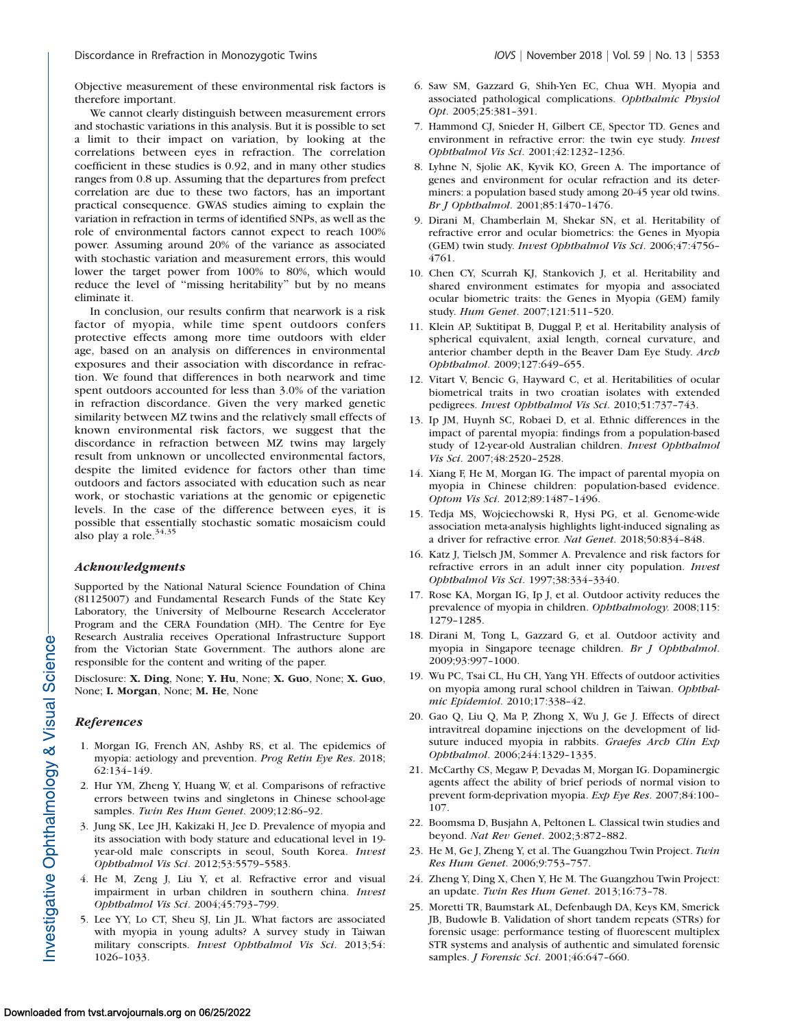Objective measurement of these environmental risk factors is therefore important.

We cannot clearly distinguish between measurement errors and stochastic variations in this analysis. But it is possible to set a limit to their impact on variation, by looking at the correlations between eyes in refraction. The correlation coefficient in these studies is 0.92, and in many other studies ranges from 0.8 up. Assuming that the departures from prefect correlation are due to these two factors, has an important practical consequence. GWAS studies aiming to explain the variation in refraction in terms of identified SNPs, as well as the role of environmental factors cannot expect to reach 100% power. Assuming around 20% of the variance as associated with stochastic variation and measurement errors, this would lower the target power from 100% to 80%, which would reduce the level of "missing heritability" but by no means eliminate it.

In conclusion, our results confirm that nearwork is a risk factor of myopia, while time spent outdoors confers protective effects among more time outdoors with elder age, based on an analysis on differences in environmental exposures and their association with discordance in refraction. We found that differences in both nearwork and time spent outdoors accounted for less than 3.0% of the variation in refraction discordance. Given the very marked genetic similarity between MZ twins and the relatively small effects of known environmental risk factors, we suggest that the discordance in refraction between MZ twins may largely result from unknown or uncollected environmental factors, despite the limited evidence for factors other than time outdoors and factors associated with education such as near work, or stochastic variations at the genomic or epigenetic levels. In the case of the difference between eyes, it is possible that essentially stochastic somatic mosaicism could also play a role.[34,35]

### *Acknowledgments*

Supported by the National Natural Science Foundation of China (81125007) and Fundamental Research Funds of the State Key Laboratory, the University of Melbourne Research Accelerator Program and the CERA Foundation (MH). The Centre for Eye Research Australia receives Operational Infrastructure Support from the Victorian State Government. The authors alone are responsible for the content and writing of the paper.

Disclosure: **X. Ding**, None; **Y. Hu**, None; **X. Guo**, None; **X. Guo**, None; **I. Morgan**, None; **M. He**, None

### *References*

1. Morgan IG, French AN, Ashby RS, et al. The epidemics of myopia: aetiology and prevention. *Prog Retin Eye Res*. 2018; 62:134–149.
2. Hur YM, Zheng Y, Huang W, et al. Comparisons of refractive errors between twins and singletons in Chinese school-age samples. *Twin Res Hum Genet*. 2009;12:86–92.
3. Jung SK, Lee JH, Kakizaki H, Jee D. Prevalence of myopia and its association with body stature and educational level in 19-year-old male conscripts in seoul, South Korea. *Invest Ophthalmol Vis Sci*. 2012;53:5579–5583.
4. He M, Zeng J, Liu Y, et al. Refractive error and visual impairment in urban children in southern china. *Invest Ophthalmol Vis Sci*. 2004;45:793–799.
5. Lee YY, Lo CT, Sheu SJ, Lin JL. What factors are associated with myopia in young adults? A survey study in Taiwan military conscripts. *Invest Ophthalmol Vis Sci*. 2013;54: 1026–1033.
6. Saw SM, Gazzard G, Shih-Yen EC, Chua WH. Myopia and associated pathological complications. *Ophthalmic Physiol Opt*. 2005;25:381–391.
7. Hammond CJ, Snieder H, Gilbert CE, Spector TD. Genes and environment in refractive error: the twin eye study. *Invest Ophthalmol Vis Sci*. 2001;42:1232–1236.
8. Lyhne N, Sjolie AK, Kyvik KO, Green A. The importance of genes and environment for ocular refraction and its determiners: a population based study among 20-45 year old twins. *Br J Ophthalmol*. 2001;85:1470–1476.
9. Dirani M, Chamberlain M, Shekar SN, et al. Heritability of refractive error and ocular biometrics: the Genes in Myopia (GEM) twin study. *Invest Ophthalmol Vis Sci*. 2006;47:4756–4761.
10. Chen CY, Scurrah KJ, Stankovich J, et al. Heritability and shared environment estimates for myopia and associated ocular biometric traits: the Genes in Myopia (GEM) family study. *Hum Genet*. 2007;121:511–520.
11. Klein AP, Suktitipat B, Duggal P, et al. Heritability analysis of spherical equivalent, axial length, corneal curvature, and anterior chamber depth in the Beaver Dam Eye Study. *Arch Ophthalmol*. 2009;127:649–655.
12. Vitart V, Bencic G, Hayward C, et al. Heritabilities of ocular biometrical traits in two croatian isolates with extended pedigrees. *Invest Ophthalmol Vis Sci*. 2010;51:737–743.
13. Ip JM, Huynh SC, Robaei D, et al. Ethnic differences in the impact of parental myopia: findings from a population-based study of 12-year-old Australian children. *Invest Ophthalmol Vis Sci*. 2007;48:2520–2528.
14. Xiang F, He M, Morgan IG. The impact of parental myopia on myopia in Chinese children: population-based evidence. *Optom Vis Sci*. 2012;89:1487–1496.
15. Tedja MS, Wojciechowski R, Hysi PG, et al. Genome-wide association meta-analysis highlights light-induced signaling as a driver for refractive error. *Nat Genet*. 2018;50:834–848.
16. Katz J, Tielsch JM, Sommer A. Prevalence and risk factors for refractive errors in an adult inner city population. *Invest Ophthalmol Vis Sci*. 1997;38:334–340.
17. Rose KA, Morgan IG, Ip J, et al. Outdoor activity reduces the prevalence of myopia in children. *Ophthalmology*. 2008;115: 1279–1285.
18. Dirani M, Tong L, Gazzard G, et al. Outdoor activity and myopia in Singapore teenage children. *Br J Ophthalmol*. 2009;93:997–1000.
19. Wu PC, Tsai CL, Hu CH, Yang YH. Effects of outdoor activities on myopia among rural school children in Taiwan. *Ophthalmic Epidemiol*. 2010;17:338–42.
20. Gao Q, Liu Q, Ma P, Zhong X, Wu J, Ge J. Effects of direct intravitreal dopamine injections on the development of lid-suture induced myopia in rabbits. *Graefes Arch Clin Exp Ophthalmol*. 2006;244:1329–1335.
21. McCarthy CS, Megaw P, Devadas M, Morgan IG. Dopaminergic agents affect the ability of brief periods of normal vision to prevent form-deprivation myopia. *Exp Eye Res*. 2007;84:100–107.
22. Boomsma D, Busjahn A, Peltonen L. Classical twin studies and beyond. *Nat Rev Genet*. 2002;3:872–882.
23. He M, Ge J, Zheng Y, et al. The Guangzhou Twin Project. *Twin Res Hum Genet*. 2006;9:753–757.
24. Zheng Y, Ding X, Chen Y, He M. The Guangzhou Twin Project: an update. *Twin Res Hum Genet*. 2013;16:73–78.
25. Moretti TR, Baumstark AL, Defenbaugh DA, Keys KM, Smerick JB, Budowle B. Validation of short tandem repeats (STRs) for forensic usage: performance testing of fluorescent multiplex STR systems and analysis of authentic and simulated forensic samples. *J Forensic Sci*. 2001;46:647–660.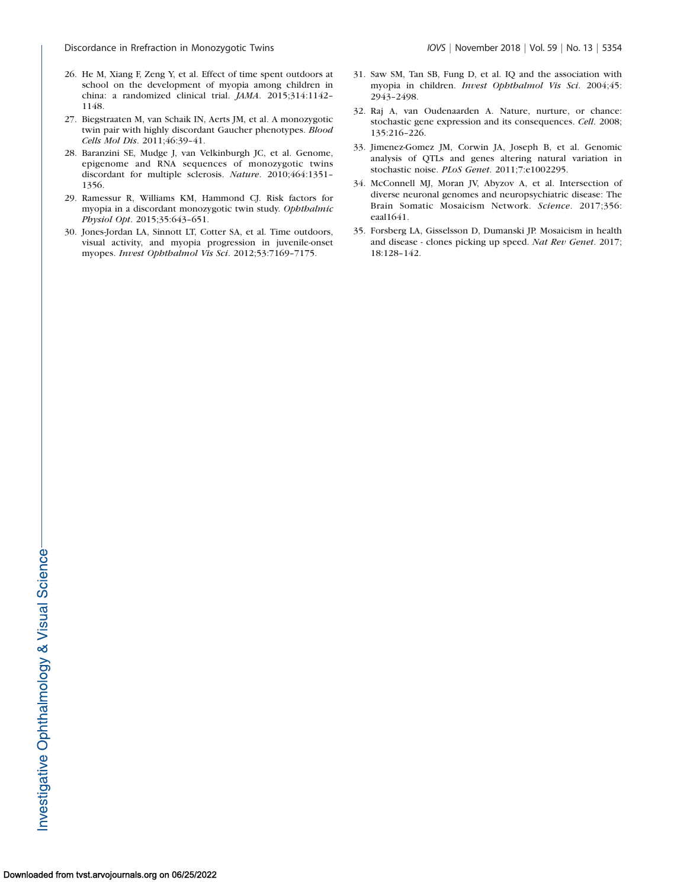26. He M, Xiang F, Zeng Y, et al. Effect of time spent outdoors at school on the development of myopia among children in china: a randomized clinical trial. *JAMA*. 2015;314:1142–1148.
27. Biegstraaten M, van Schaik IN, Aerts JM, et al. A monozygotic twin pair with highly discordant Gaucher phenotypes. *Blood Cells Mol Dis*. 2011;46:39–41.
28. Baranzini SE, Mudge J, van Velkinburgh JC, et al. Genome, epigenome and RNA sequences of monozygotic twins discordant for multiple sclerosis. *Nature*. 2010;464:1351–1356.
29. Ramessur R, Williams KM, Hammond CJ. Risk factors for myopia in a discordant monozygotic twin study. *Ophthalmic Physiol Opt*. 2015;35:643–651.
30. Jones-Jordan LA, Sinnott LT, Cotter SA, et al. Time outdoors, visual activity, and myopia progression in juvenile-onset myopes. *Invest Ophthalmol Vis Sci*. 2012;53:7169–7175.
31. Saw SM, Tan SB, Fung D, et al. IQ and the association with myopia in children. *Invest Ophthalmol Vis Sci*. 2004;45: 2943–2498.
32. Raj A, van Oudenaarden A. Nature, nurture, or chance: stochastic gene expression and its consequences. *Cell*. 2008; 135:216–226.
33. Jimenez-Gomez JM, Corwin JA, Joseph B, et al. Genomic analysis of QTLs and genes altering natural variation in stochastic noise. *PLoS Genet*. 2011;7:e1002295.
34. McConnell MJ, Moran JV, Abyzov A, et al. Intersection of diverse neuronal genomes and neuropsychiatric disease: The Brain Somatic Mosaicism Network. *Science*. 2017;356: eaal1641.
35. Forsberg LA, Gisselsson D, Dumanski JP. Mosaicism in health and disease - clones picking up speed. *Nat Rev Genet*. 2017; 18:128–142.